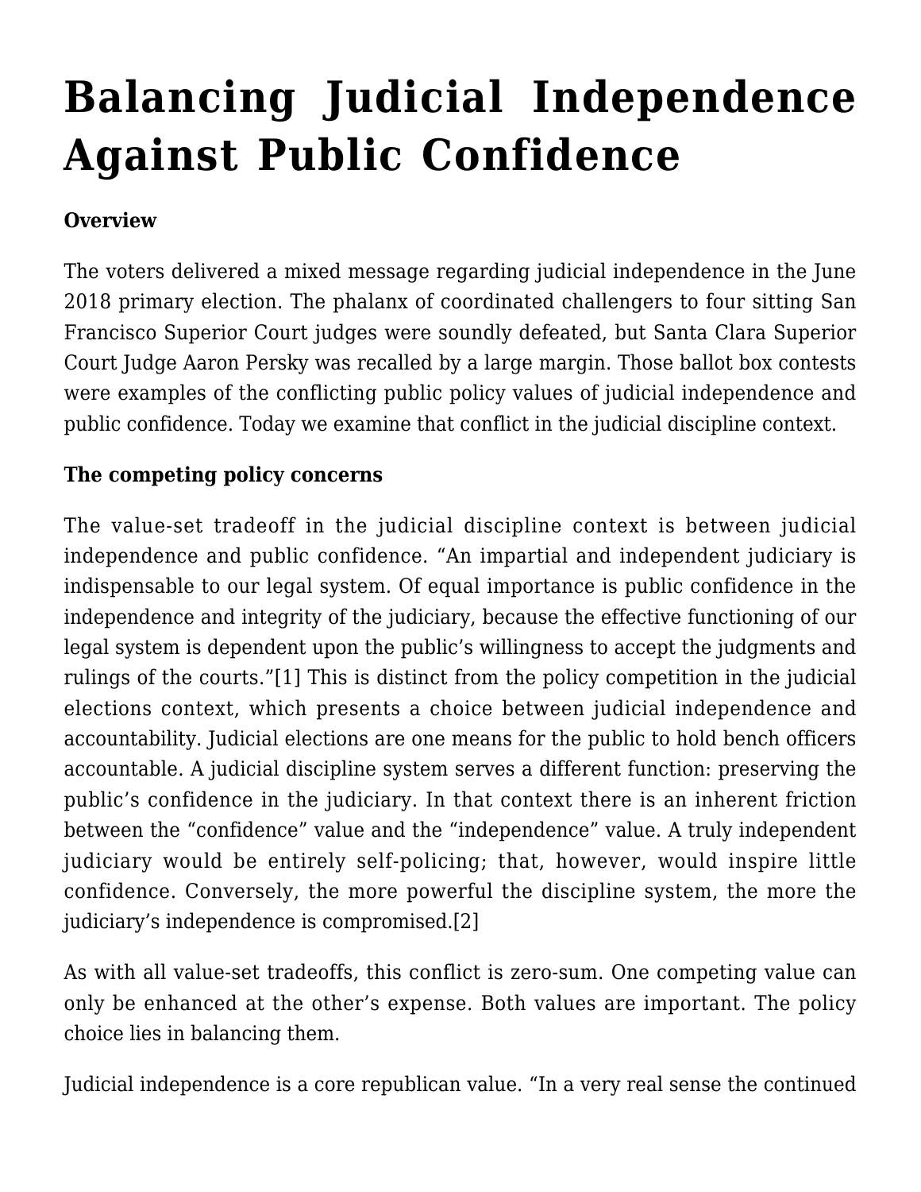# Balancing Judicial Independence Against Public Confidence

**Overview**

The voters delivered a mixed message regarding judicial independence in the June 2018 primary election. The phalanx of coordinated challengers to four sitting San Francisco Superior Court judges were soundly defeated, but Santa Clara Superior Court Judge Aaron Persky was recalled by a large margin. Those ballot box contests were examples of the conflicting public policy values of judicial independence and public confidence. Today we examine that conflict in the judicial discipline context.

**The competing policy concerns**

The value-set tradeoff in the judicial discipline context is between judicial independence and public confidence. "An impartial and independent judiciary is indispensable to our legal system. Of equal importance is public confidence in the independence and integrity of the judiciary, because the effective functioning of our legal system is dependent upon the public's willingness to accept the judgments and rulings of the courts."[1] This is distinct from the policy competition in the judicial elections context, which presents a choice between judicial independence and accountability. Judicial elections are one means for the public to hold bench officers accountable. A judicial discipline system serves a different function: preserving the public's confidence in the judiciary. In that context there is an inherent friction between the "confidence" value and the "independence" value. A truly independent judiciary would be entirely self-policing; that, however, would inspire little confidence. Conversely, the more powerful the discipline system, the more the judiciary's independence is compromised.[2]

As with all value-set tradeoffs, this conflict is zero-sum. One competing value can only be enhanced at the other's expense. Both values are important. The policy choice lies in balancing them.

Judicial independence is a core republican value. "In a very real sense the continued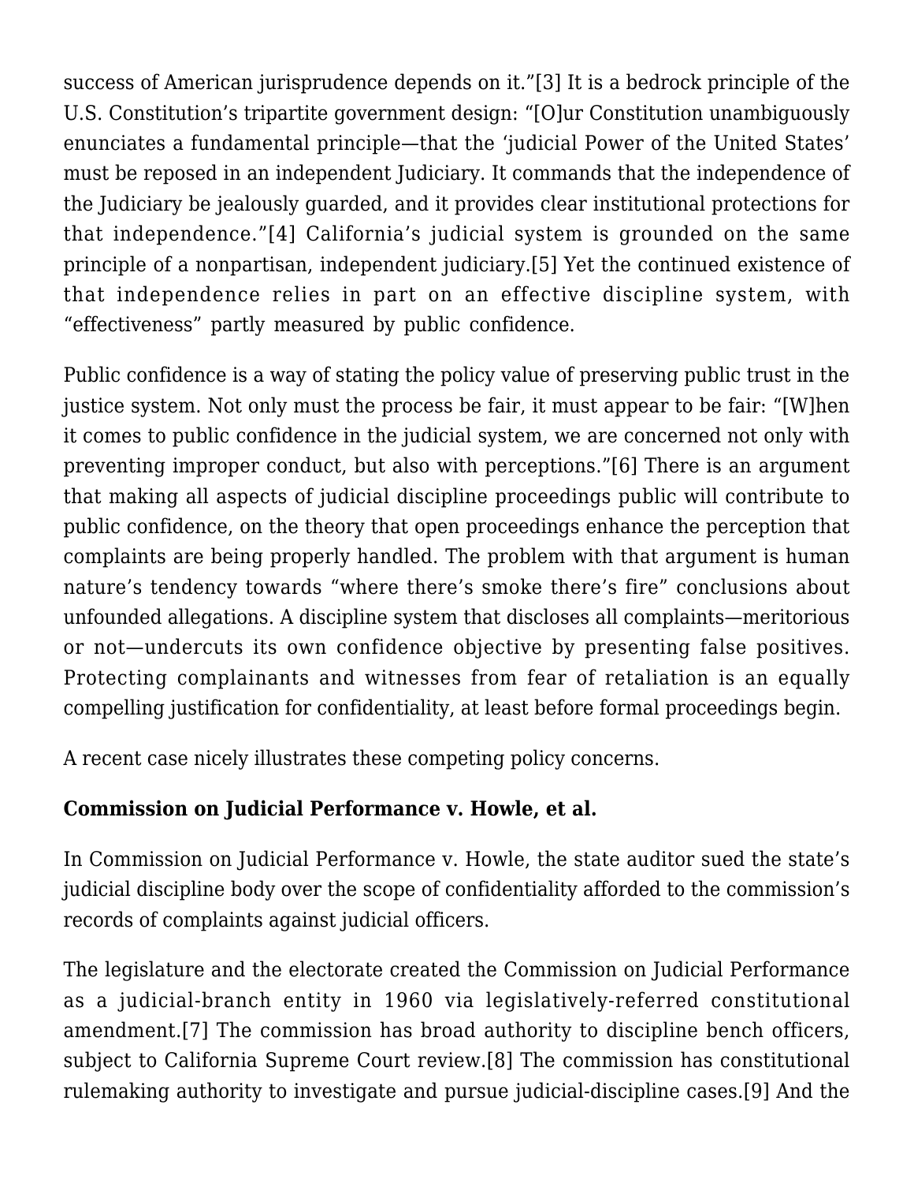success of American jurisprudence depends on it."[3] It is a bedrock principle of the U.S. Constitution's tripartite government design: "[O]ur Constitution unambiguously enunciates a fundamental principle—that the 'judicial Power of the United States' must be reposed in an independent Judiciary. It commands that the independence of the Judiciary be jealously guarded, and it provides clear institutional protections for that independence."[4] California's judicial system is grounded on the same principle of a nonpartisan, independent judiciary.[5] Yet the continued existence of that independence relies in part on an effective discipline system, with "effectiveness" partly measured by public confidence.

Public confidence is a way of stating the policy value of preserving public trust in the justice system. Not only must the process be fair, it must appear to be fair: "[W]hen it comes to public confidence in the judicial system, we are concerned not only with preventing improper conduct, but also with perceptions."[6] There is an argument that making all aspects of judicial discipline proceedings public will contribute to public confidence, on the theory that open proceedings enhance the perception that complaints are being properly handled. The problem with that argument is human nature's tendency towards "where there's smoke there's fire" conclusions about unfounded allegations. A discipline system that discloses all complaints—meritorious or not—undercuts its own confidence objective by presenting false positives. Protecting complainants and witnesses from fear of retaliation is an equally compelling justification for confidentiality, at least before formal proceedings begin.

A recent case nicely illustrates these competing policy concerns.

**Commission on Judicial Performance v. Howle, et al.**

In Commission on Judicial Performance v. Howle, the state auditor sued the state's judicial discipline body over the scope of confidentiality afforded to the commission's records of complaints against judicial officers.

The legislature and the electorate created the Commission on Judicial Performance as a judicial-branch entity in 1960 via legislatively-referred constitutional amendment.[7] The commission has broad authority to discipline bench officers, subject to California Supreme Court review.[8] The commission has constitutional rulemaking authority to investigate and pursue judicial-discipline cases.[9] And the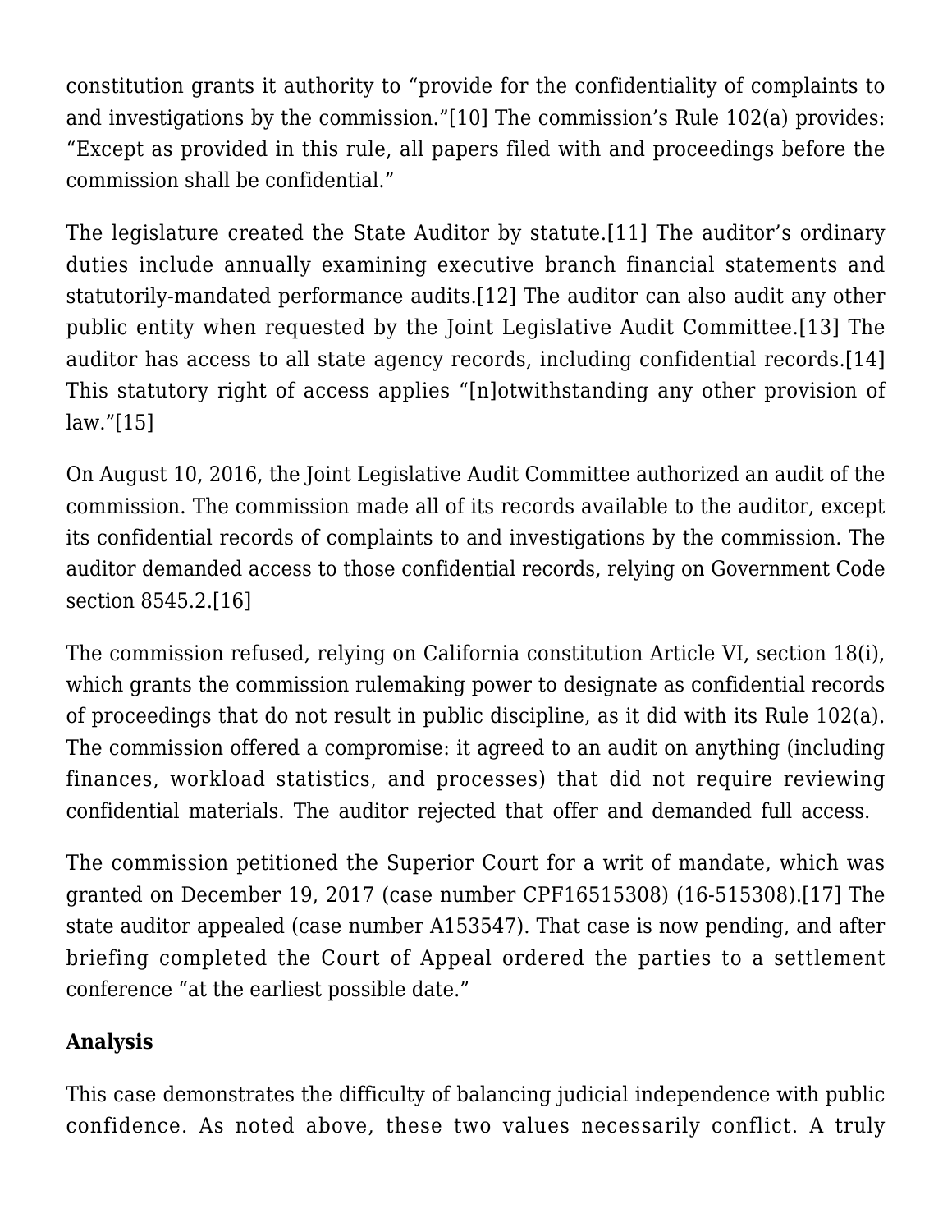constitution grants it authority to "provide for the confidentiality of complaints to and investigations by the commission."[10] The commission's Rule 102(a) provides: "Except as provided in this rule, all papers filed with and proceedings before the commission shall be confidential."

The legislature created the State Auditor by statute.[11] The auditor's ordinary duties include annually examining executive branch financial statements and statutorily-mandated performance audits.[12] The auditor can also audit any other public entity when requested by the Joint Legislative Audit Committee.[13] The auditor has access to all state agency records, including confidential records.[14] This statutory right of access applies "[n]otwithstanding any other provision of law."[15]

On August 10, 2016, the Joint Legislative Audit Committee authorized an audit of the commission. The commission made all of its records available to the auditor, except its confidential records of complaints to and investigations by the commission. The auditor demanded access to those confidential records, relying on Government Code section 8545.2.[16]

The commission refused, relying on California constitution Article VI, section 18(i), which grants the commission rulemaking power to designate as confidential records of proceedings that do not result in public discipline, as it did with its Rule 102(a). The commission offered a compromise: it agreed to an audit on anything (including finances, workload statistics, and processes) that did not require reviewing confidential materials. The auditor rejected that offer and demanded full access.

The commission petitioned the Superior Court for a writ of mandate, which was granted on December 19, 2017 (case number CPF16515308) (16-515308).[17] The state auditor appealed (case number A153547). That case is now pending, and after briefing completed the Court of Appeal ordered the parties to a settlement conference "at the earliest possible date."

**Analysis**

This case demonstrates the difficulty of balancing judicial independence with public confidence. As noted above, these two values necessarily conflict. A truly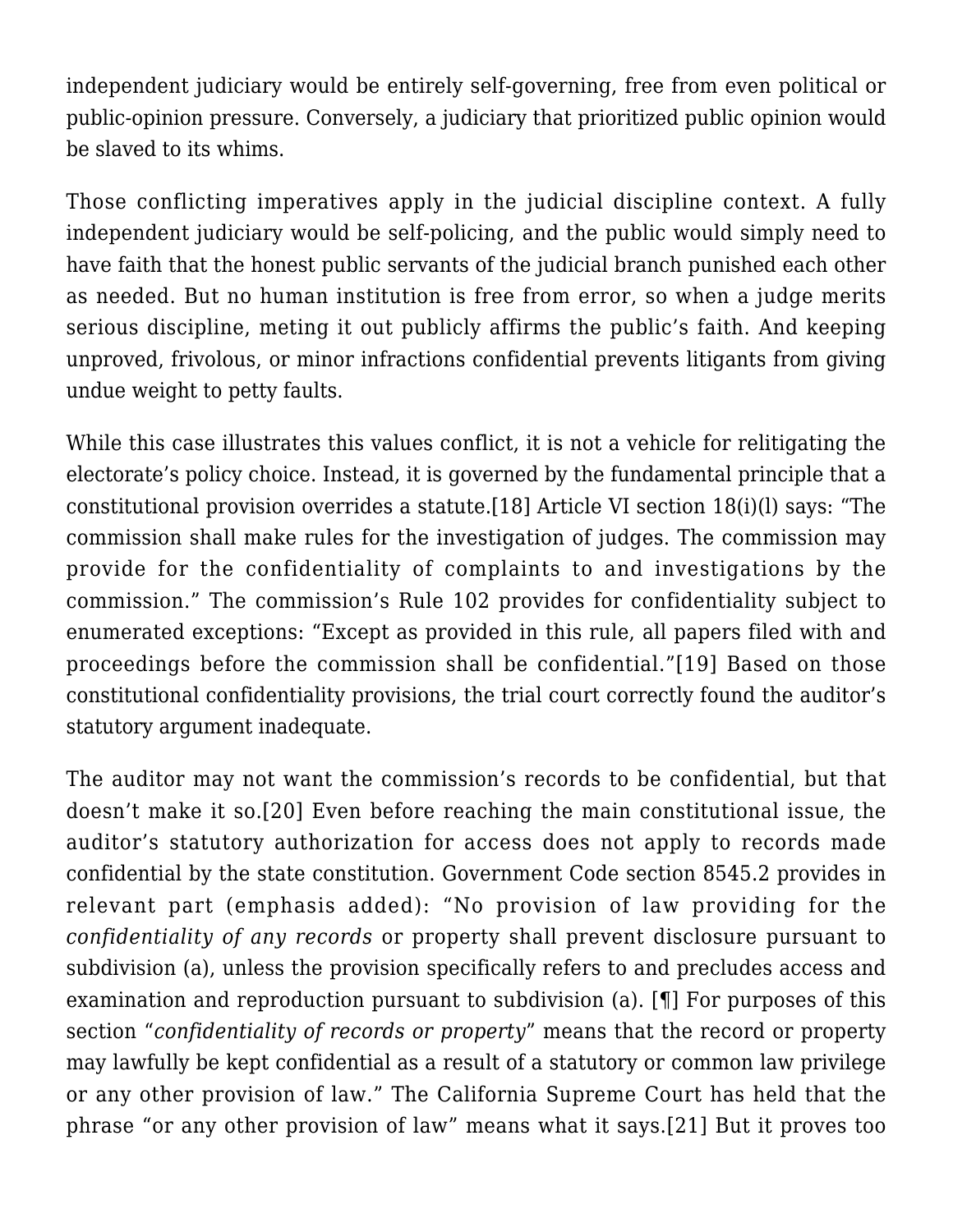independent judiciary would be entirely self-governing, free from even political or public-opinion pressure. Conversely, a judiciary that prioritized public opinion would be slaved to its whims.

Those conflicting imperatives apply in the judicial discipline context. A fully independent judiciary would be self-policing, and the public would simply need to have faith that the honest public servants of the judicial branch punished each other as needed. But no human institution is free from error, so when a judge merits serious discipline, meting it out publicly affirms the public's faith. And keeping unproved, frivolous, or minor infractions confidential prevents litigants from giving undue weight to petty faults.

While this case illustrates this values conflict, it is not a vehicle for relitigating the electorate's policy choice. Instead, it is governed by the fundamental principle that a constitutional provision overrides a statute.[18] Article VI section 18(i)(l) says: "The commission shall make rules for the investigation of judges. The commission may provide for the confidentiality of complaints to and investigations by the commission." The commission's Rule 102 provides for confidentiality subject to enumerated exceptions: "Except as provided in this rule, all papers filed with and proceedings before the commission shall be confidential."[19] Based on those constitutional confidentiality provisions, the trial court correctly found the auditor's statutory argument inadequate.

The auditor may not want the commission's records to be confidential, but that doesn't make it so.[20] Even before reaching the main constitutional issue, the auditor's statutory authorization for access does not apply to records made confidential by the state constitution. Government Code section 8545.2 provides in relevant part (emphasis added): "No provision of law providing for the *confidentiality of any records* or property shall prevent disclosure pursuant to subdivision (a), unless the provision specifically refers to and precludes access and examination and reproduction pursuant to subdivision (a). [¶] For purposes of this section "*confidentiality of records or property*" means that the record or property may lawfully be kept confidential as a result of a statutory or common law privilege or any other provision of law." The California Supreme Court has held that the phrase "or any other provision of law" means what it says.[21] But it proves too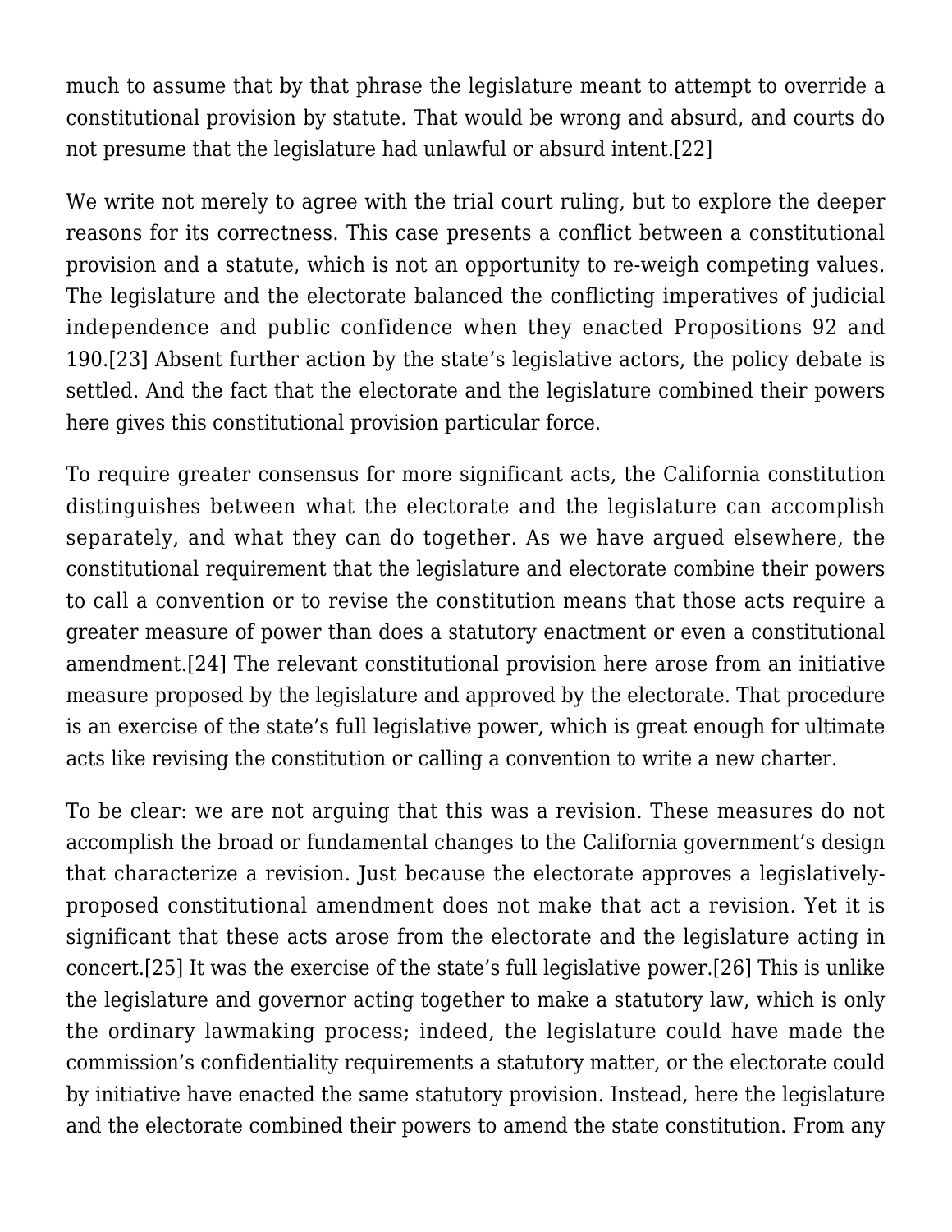much to assume that by that phrase the legislature meant to attempt to override a constitutional provision by statute. That would be wrong and absurd, and courts do not presume that the legislature had unlawful or absurd intent.[22]

We write not merely to agree with the trial court ruling, but to explore the deeper reasons for its correctness. This case presents a conflict between a constitutional provision and a statute, which is not an opportunity to re-weigh competing values. The legislature and the electorate balanced the conflicting imperatives of judicial independence and public confidence when they enacted Propositions 92 and 190.[23] Absent further action by the state's legislative actors, the policy debate is settled. And the fact that the electorate and the legislature combined their powers here gives this constitutional provision particular force.

To require greater consensus for more significant acts, the California constitution distinguishes between what the electorate and the legislature can accomplish separately, and what they can do together. As we have argued elsewhere, the constitutional requirement that the legislature and electorate combine their powers to call a convention or to revise the constitution means that those acts require a greater measure of power than does a statutory enactment or even a constitutional amendment.[24] The relevant constitutional provision here arose from an initiative measure proposed by the legislature and approved by the electorate. That procedure is an exercise of the state's full legislative power, which is great enough for ultimate acts like revising the constitution or calling a convention to write a new charter.

To be clear: we are not arguing that this was a revision. These measures do not accomplish the broad or fundamental changes to the California government's design that characterize a revision. Just because the electorate approves a legislatively-proposed constitutional amendment does not make that act a revision. Yet it is significant that these acts arose from the electorate and the legislature acting in concert.[25] It was the exercise of the state's full legislative power.[26] This is unlike the legislature and governor acting together to make a statutory law, which is only the ordinary lawmaking process; indeed, the legislature could have made the commission's confidentiality requirements a statutory matter, or the electorate could by initiative have enacted the same statutory provision. Instead, here the legislature and the electorate combined their powers to amend the state constitution. From any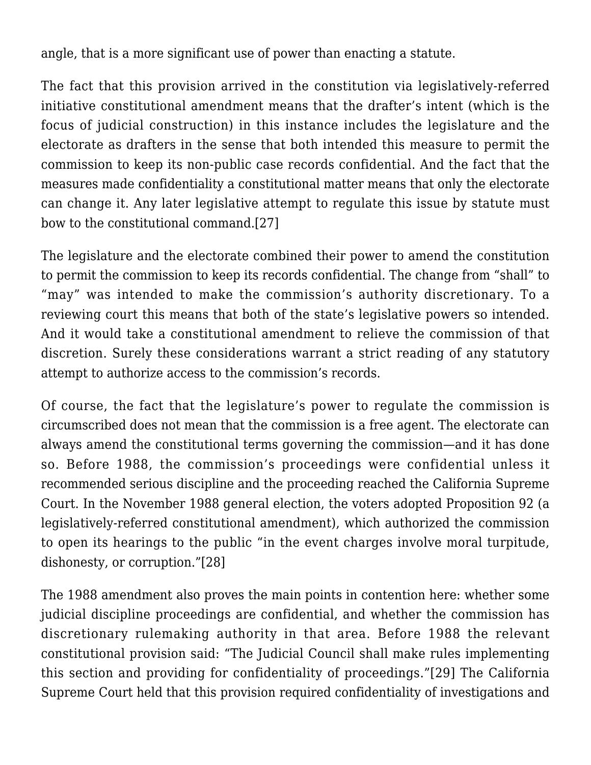angle, that is a more significant use of power than enacting a statute.

The fact that this provision arrived in the constitution via legislatively-referred initiative constitutional amendment means that the drafter's intent (which is the focus of judicial construction) in this instance includes the legislature and the electorate as drafters in the sense that both intended this measure to permit the commission to keep its non-public case records confidential. And the fact that the measures made confidentiality a constitutional matter means that only the electorate can change it. Any later legislative attempt to regulate this issue by statute must bow to the constitutional command.[27]

The legislature and the electorate combined their power to amend the constitution to permit the commission to keep its records confidential. The change from "shall" to "may" was intended to make the commission's authority discretionary. To a reviewing court this means that both of the state's legislative powers so intended. And it would take a constitutional amendment to relieve the commission of that discretion. Surely these considerations warrant a strict reading of any statutory attempt to authorize access to the commission's records.

Of course, the fact that the legislature's power to regulate the commission is circumscribed does not mean that the commission is a free agent. The electorate can always amend the constitutional terms governing the commission—and it has done so. Before 1988, the commission's proceedings were confidential unless it recommended serious discipline and the proceeding reached the California Supreme Court. In the November 1988 general election, the voters adopted Proposition 92 (a legislatively-referred constitutional amendment), which authorized the commission to open its hearings to the public "in the event charges involve moral turpitude, dishonesty, or corruption."[28]

The 1988 amendment also proves the main points in contention here: whether some judicial discipline proceedings are confidential, and whether the commission has discretionary rulemaking authority in that area. Before 1988 the relevant constitutional provision said: "The Judicial Council shall make rules implementing this section and providing for confidentiality of proceedings."[29] The California Supreme Court held that this provision required confidentiality of investigations and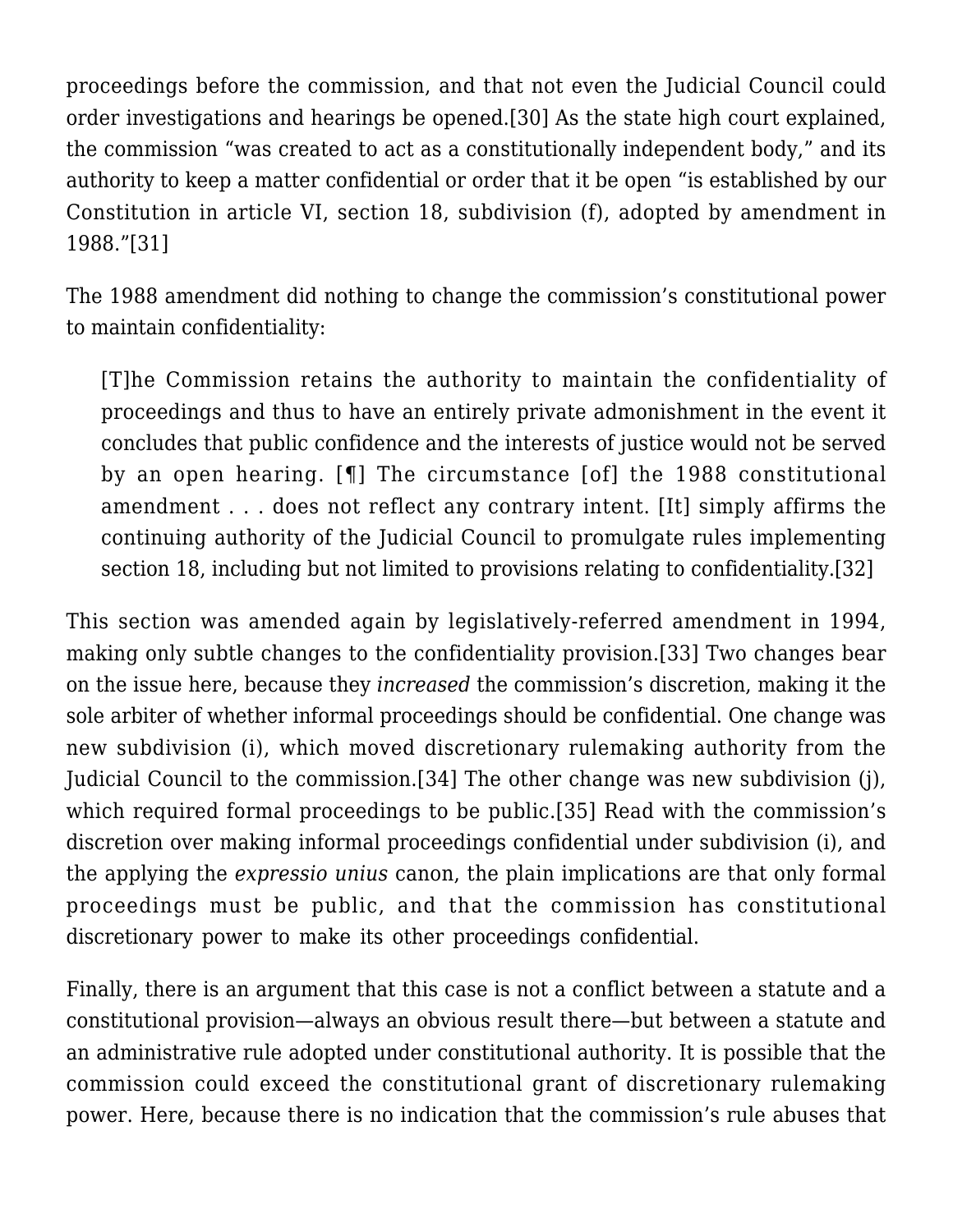proceedings before the commission, and that not even the Judicial Council could order investigations and hearings be opened.[30] As the state high court explained, the commission "was created to act as a constitutionally independent body," and its authority to keep a matter confidential or order that it be open "is established by our Constitution in article VI, section 18, subdivision (f), adopted by amendment in 1988."[31]

The 1988 amendment did nothing to change the commission's constitutional power to maintain confidentiality:

> [T]he Commission retains the authority to maintain the confidentiality of proceedings and thus to have an entirely private admonishment in the event it concludes that public confidence and the interests of justice would not be served by an open hearing. [¶] The circumstance [of] the 1988 constitutional amendment . . . does not reflect any contrary intent. [It] simply affirms the continuing authority of the Judicial Council to promulgate rules implementing section 18, including but not limited to provisions relating to confidentiality.[32]

This section was amended again by legislatively-referred amendment in 1994, making only subtle changes to the confidentiality provision.[33] Two changes bear on the issue here, because they *increased* the commission's discretion, making it the sole arbiter of whether informal proceedings should be confidential. One change was new subdivision (i), which moved discretionary rulemaking authority from the Judicial Council to the commission.[34] The other change was new subdivision (j), which required formal proceedings to be public.[35] Read with the commission's discretion over making informal proceedings confidential under subdivision (i), and the applying the *expressio unius* canon, the plain implications are that only formal proceedings must be public, and that the commission has constitutional discretionary power to make its other proceedings confidential.

Finally, there is an argument that this case is not a conflict between a statute and a constitutional provision—always an obvious result there—but between a statute and an administrative rule adopted under constitutional authority. It is possible that the commission could exceed the constitutional grant of discretionary rulemaking power. Here, because there is no indication that the commission's rule abuses that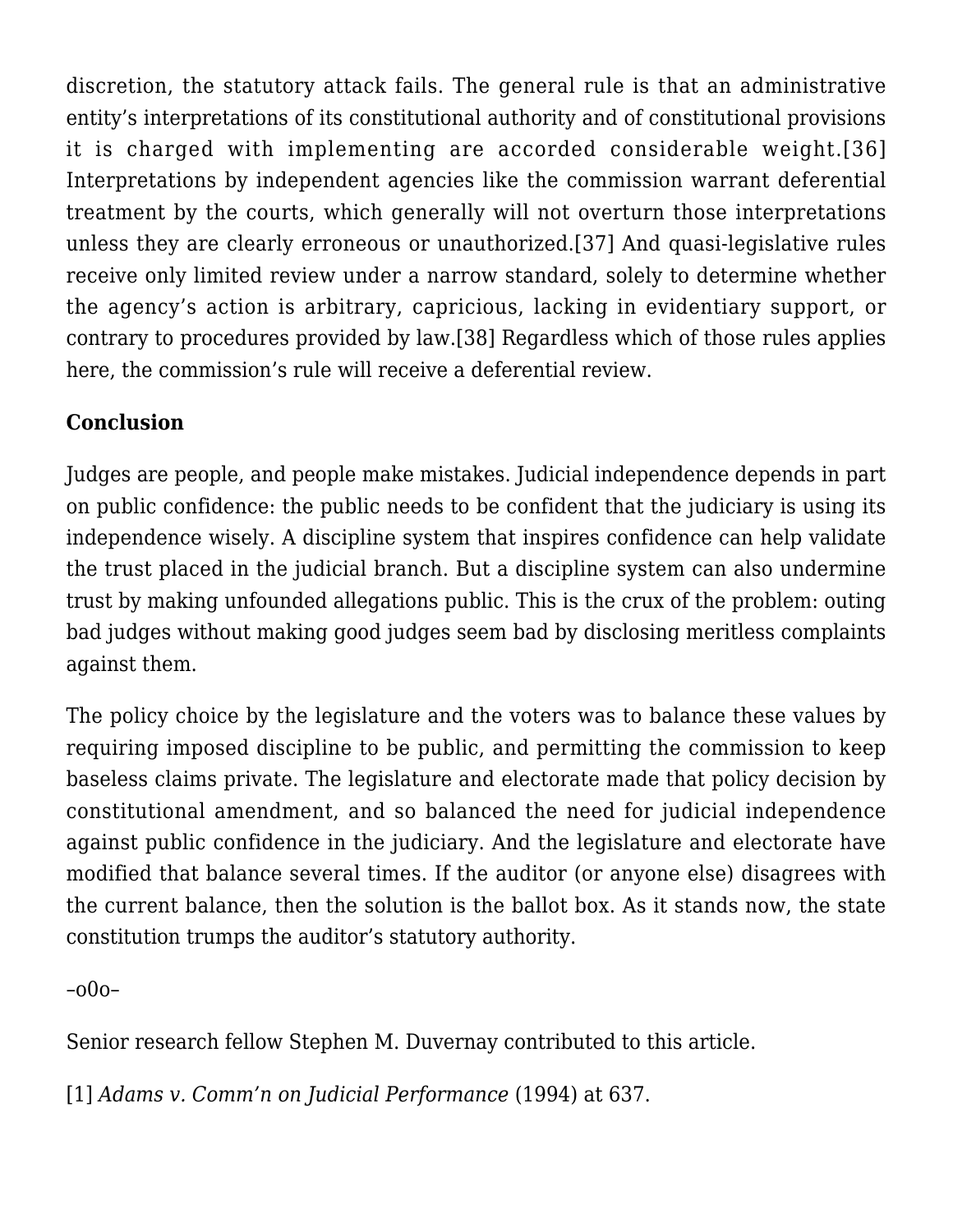discretion, the statutory attack fails. The general rule is that an administrative entity's interpretations of its constitutional authority and of constitutional provisions it is charged with implementing are accorded considerable weight.[36] Interpretations by independent agencies like the commission warrant deferential treatment by the courts, which generally will not overturn those interpretations unless they are clearly erroneous or unauthorized.[37] And quasi-legislative rules receive only limited review under a narrow standard, solely to determine whether the agency's action is arbitrary, capricious, lacking in evidentiary support, or contrary to procedures provided by law.[38] Regardless which of those rules applies here, the commission's rule will receive a deferential review.

**Conclusion**

Judges are people, and people make mistakes. Judicial independence depends in part on public confidence: the public needs to be confident that the judiciary is using its independence wisely. A discipline system that inspires confidence can help validate the trust placed in the judicial branch. But a discipline system can also undermine trust by making unfounded allegations public. This is the crux of the problem: outing bad judges without making good judges seem bad by disclosing meritless complaints against them.

The policy choice by the legislature and the voters was to balance these values by requiring imposed discipline to be public, and permitting the commission to keep baseless claims private. The legislature and electorate made that policy decision by constitutional amendment, and so balanced the need for judicial independence against public confidence in the judiciary. And the legislature and electorate have modified that balance several times. If the auditor (or anyone else) disagrees with the current balance, then the solution is the ballot box. As it stands now, the state constitution trumps the auditor's statutory authority.

–o0o–

Senior research fellow Stephen M. Duvernay contributed to this article.

[1] *Adams v. Comm'n on Judicial Performance* (1994) at 637.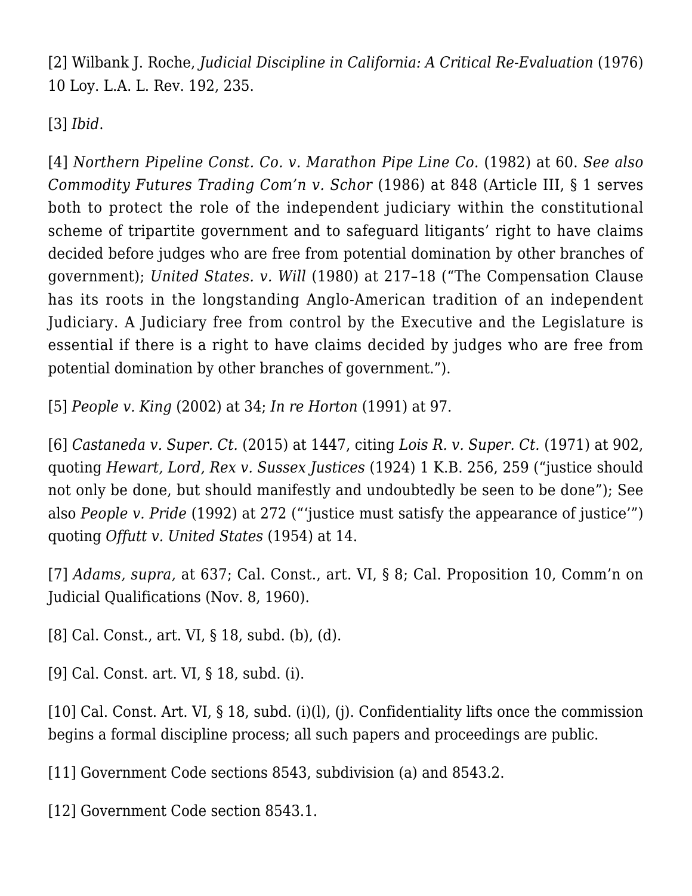[2] Wilbank J. Roche, *Judicial Discipline in California: A Critical Re-Evaluation* (1976) 10 Loy. L.A. L. Rev. 192, 235.

[3] *Ibid*.

[4] *Northern Pipeline Const. Co. v. Marathon Pipe Line Co.* (1982) at 60. *See also Commodity Futures Trading Com'n v. Schor* (1986) at 848 (Article III, § 1 serves both to protect the role of the independent judiciary within the constitutional scheme of tripartite government and to safeguard litigants' right to have claims decided before judges who are free from potential domination by other branches of government); *United States. v. Will* (1980) at 217–18 ("The Compensation Clause has its roots in the longstanding Anglo-American tradition of an independent Judiciary. A Judiciary free from control by the Executive and the Legislature is essential if there is a right to have claims decided by judges who are free from potential domination by other branches of government.").

[5] *People v. King* (2002) at 34; *In re Horton* (1991) at 97.

[6] *Castaneda v. Super. Ct.* (2015) at 1447, citing *Lois R. v. Super. Ct.* (1971) at 902, quoting *Hewart, Lord, Rex v. Sussex Justices* (1924) 1 K.B. 256, 259 ("justice should not only be done, but should manifestly and undoubtedly be seen to be done"); See also *People v. Pride* (1992) at 272 ("'justice must satisfy the appearance of justice'") quoting *Offutt v. United States* (1954) at 14.

[7] *Adams, supra,* at 637; Cal. Const., art. VI, § 8; Cal. Proposition 10, Comm'n on Judicial Qualifications (Nov. 8, 1960).

[8] Cal. Const., art. VI, § 18, subd. (b), (d).

[9] Cal. Const. art. VI, § 18, subd. (i).

[10] Cal. Const. Art. VI, § 18, subd. (i)(l), (j). Confidentiality lifts once the commission begins a formal discipline process; all such papers and proceedings are public.

[11] Government Code sections 8543, subdivision (a) and 8543.2.

[12] Government Code section 8543.1.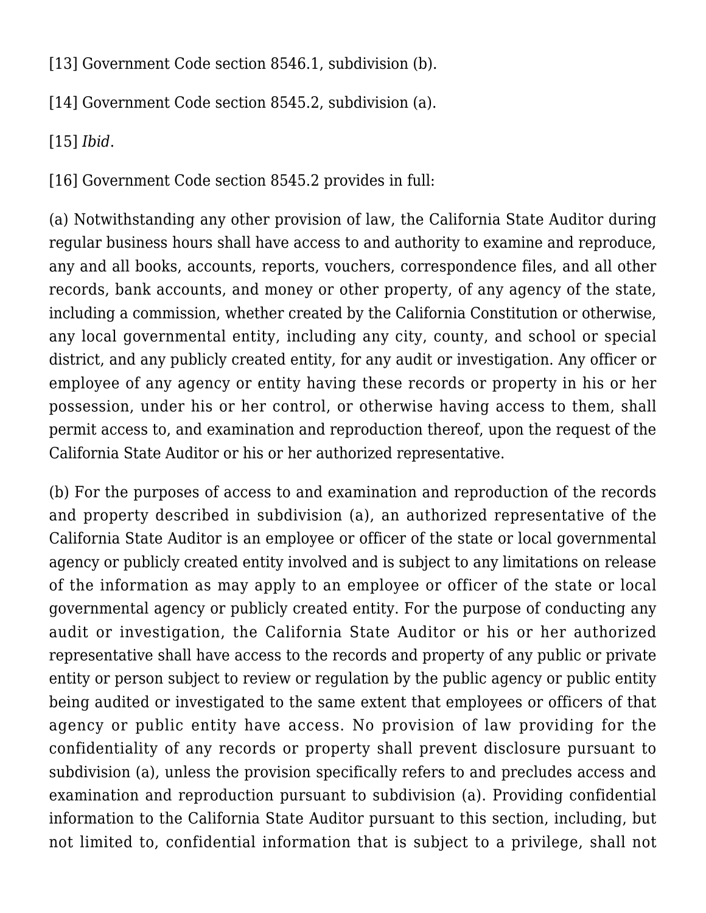[13] Government Code section 8546.1, subdivision (b).

[14] Government Code section 8545.2, subdivision (a).

[15] *Ibid*.

[16] Government Code section 8545.2 provides in full:

(a) Notwithstanding any other provision of law, the California State Auditor during regular business hours shall have access to and authority to examine and reproduce, any and all books, accounts, reports, vouchers, correspondence files, and all other records, bank accounts, and money or other property, of any agency of the state, including a commission, whether created by the California Constitution or otherwise, any local governmental entity, including any city, county, and school or special district, and any publicly created entity, for any audit or investigation. Any officer or employee of any agency or entity having these records or property in his or her possession, under his or her control, or otherwise having access to them, shall permit access to, and examination and reproduction thereof, upon the request of the California State Auditor or his or her authorized representative.

(b) For the purposes of access to and examination and reproduction of the records and property described in subdivision (a), an authorized representative of the California State Auditor is an employee or officer of the state or local governmental agency or publicly created entity involved and is subject to any limitations on release of the information as may apply to an employee or officer of the state or local governmental agency or publicly created entity. For the purpose of conducting any audit or investigation, the California State Auditor or his or her authorized representative shall have access to the records and property of any public or private entity or person subject to review or regulation by the public agency or public entity being audited or investigated to the same extent that employees or officers of that agency or public entity have access. No provision of law providing for the confidentiality of any records or property shall prevent disclosure pursuant to subdivision (a), unless the provision specifically refers to and precludes access and examination and reproduction pursuant to subdivision (a). Providing confidential information to the California State Auditor pursuant to this section, including, but not limited to, confidential information that is subject to a privilege, shall not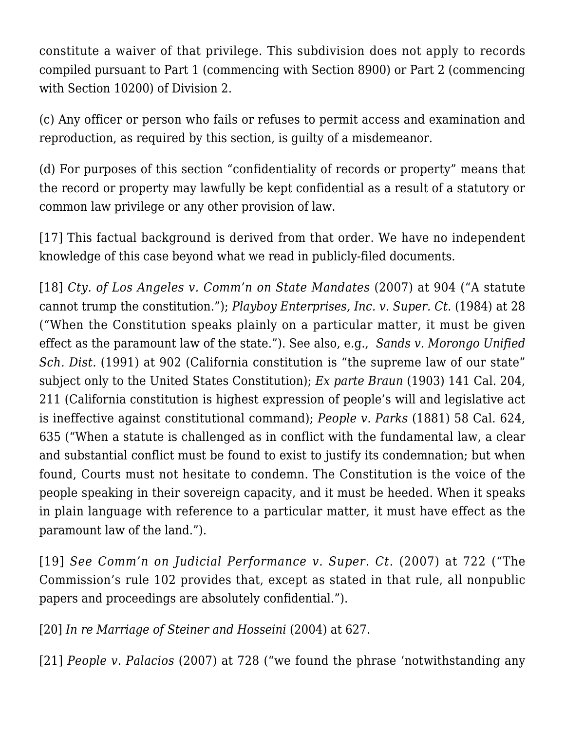constitute a waiver of that privilege. This subdivision does not apply to records compiled pursuant to Part 1 (commencing with Section 8900) or Part 2 (commencing with Section 10200) of Division 2.

(c) Any officer or person who fails or refuses to permit access and examination and reproduction, as required by this section, is guilty of a misdemeanor.

(d) For purposes of this section "confidentiality of records or property" means that the record or property may lawfully be kept confidential as a result of a statutory or common law privilege or any other provision of law.

[17] This factual background is derived from that order. We have no independent knowledge of this case beyond what we read in publicly-filed documents.

[18] *Cty. of Los Angeles v. Comm'n on State Mandates* (2007) at 904 ("A statute cannot trump the constitution."); *Playboy Enterprises, Inc. v. Super. Ct.* (1984) at 28 ("When the Constitution speaks plainly on a particular matter, it must be given effect as the paramount law of the state."). See also, e.g., *Sands v. Morongo Unified Sch. Dist.* (1991) at 902 (California constitution is "the supreme law of our state" subject only to the United States Constitution); *Ex parte Braun* (1903) 141 Cal. 204, 211 (California constitution is highest expression of people's will and legislative act is ineffective against constitutional command); *People v. Parks* (1881) 58 Cal. 624, 635 ("When a statute is challenged as in conflict with the fundamental law, a clear and substantial conflict must be found to exist to justify its condemnation; but when found, Courts must not hesitate to condemn. The Constitution is the voice of the people speaking in their sovereign capacity, and it must be heeded. When it speaks in plain language with reference to a particular matter, it must have effect as the paramount law of the land.").

[19] *See Comm'n on Judicial Performance v. Super. Ct.* (2007) at 722 ("The Commission's rule 102 provides that, except as stated in that rule, all nonpublic papers and proceedings are absolutely confidential.").

[20] *In re Marriage of Steiner and Hosseini* (2004) at 627.

[21] *People v. Palacios* (2007) at 728 ("we found the phrase 'notwithstanding any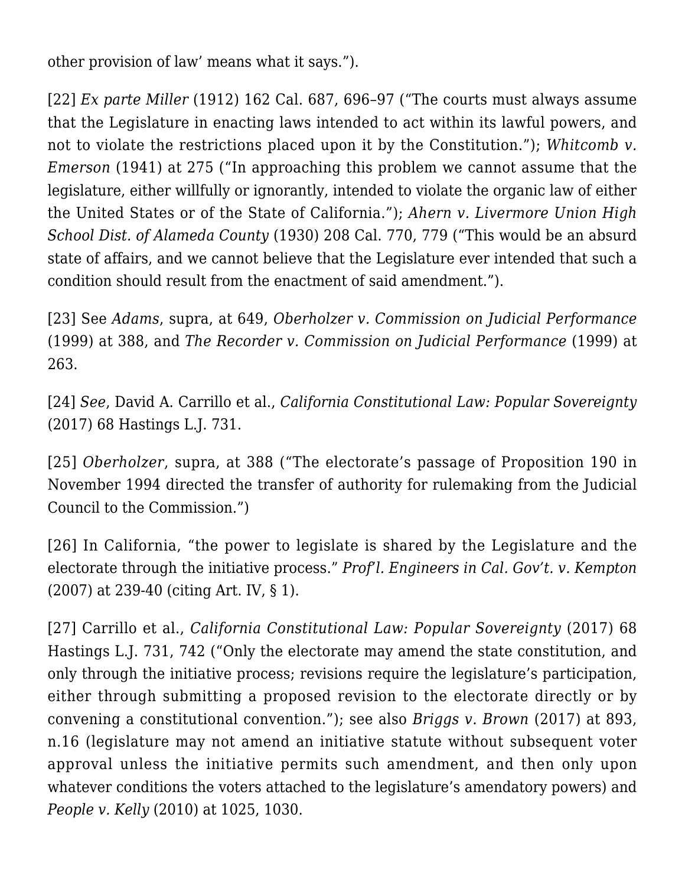other provision of law' means what it says.").

[22] *Ex parte Miller* (1912) 162 Cal. 687, 696–97 ("The courts must always assume that the Legislature in enacting laws intended to act within its lawful powers, and not to violate the restrictions placed upon it by the Constitution."); *Whitcomb v. Emerson* (1941) at 275 ("In approaching this problem we cannot assume that the legislature, either willfully or ignorantly, intended to violate the organic law of either the United States or of the State of California."); *Ahern v. Livermore Union High School Dist. of Alameda County* (1930) 208 Cal. 770, 779 ("This would be an absurd state of affairs, and we cannot believe that the Legislature ever intended that such a condition should result from the enactment of said amendment.").

[23] See *Adams*, supra, at 649, *Oberholzer v. Commission on Judicial Performance* (1999) at 388, and *The Recorder v. Commission on Judicial Performance* (1999) at 263.

[24] *See*, David A. Carrillo et al., *California Constitutional Law: Popular Sovereignty* (2017) 68 Hastings L.J. 731.

[25] *Oberholzer*, supra, at 388 ("The electorate's passage of Proposition 190 in November 1994 directed the transfer of authority for rulemaking from the Judicial Council to the Commission.")

[26] In California, "the power to legislate is shared by the Legislature and the electorate through the initiative process." *Prof'l. Engineers in Cal. Gov't. v. Kempton* (2007) at 239-40 (citing Art. IV, § 1).

[27] Carrillo et al., *California Constitutional Law: Popular Sovereignty* (2017) 68 Hastings L.J. 731, 742 ("Only the electorate may amend the state constitution, and only through the initiative process; revisions require the legislature's participation, either through submitting a proposed revision to the electorate directly or by convening a constitutional convention."); see also *Briggs v. Brown* (2017) at 893, n.16 (legislature may not amend an initiative statute without subsequent voter approval unless the initiative permits such amendment, and then only upon whatever conditions the voters attached to the legislature's amendatory powers) and *People v. Kelly* (2010) at 1025, 1030.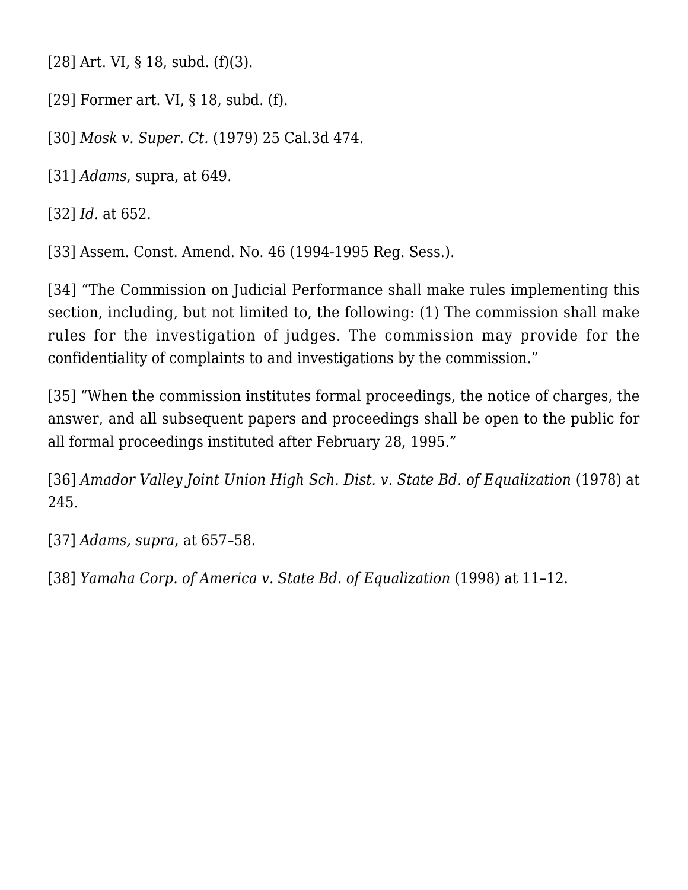[28] Art. VI, § 18, subd. (f)(3).

[29] Former art. VI, § 18, subd. (f).

[30] *Mosk v. Super. Ct.* (1979) 25 Cal.3d 474.

[31] *Adams*, supra, at 649.

[32] *Id.* at 652.

[33] Assem. Const. Amend. No. 46 (1994-1995 Reg. Sess.).

[34] "The Commission on Judicial Performance shall make rules implementing this section, including, but not limited to, the following: (1) The commission shall make rules for the investigation of judges. The commission may provide for the confidentiality of complaints to and investigations by the commission."

[35] "When the commission institutes formal proceedings, the notice of charges, the answer, and all subsequent papers and proceedings shall be open to the public for all formal proceedings instituted after February 28, 1995."

[36] *Amador Valley Joint Union High Sch. Dist. v. State Bd. of Equalization* (1978) at 245.

[37] *Adams, supra*, at 657–58.

[38] *Yamaha Corp. of America v. State Bd. of Equalization* (1998) at 11–12.